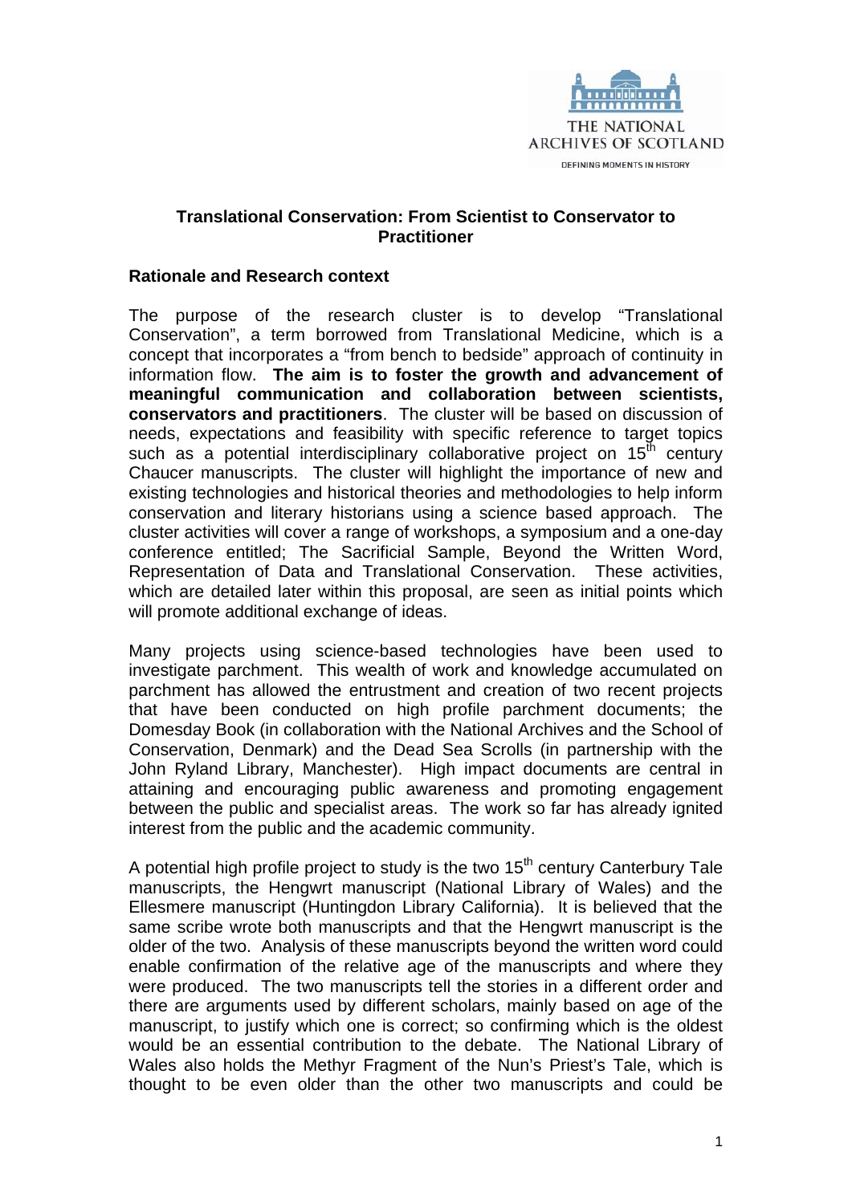THE NATIONAL ARCHIVES OF SCOTLAND

DEFINING MOMENTS IN HISTORY

## Translational Conservation: From Scientist to Conservator to Practitioner

### Rationale and Research context

The purpose of the research cluster is to develop "Translational Conservation", a term borrowed from Translational Medicine, which is a concept that incorporates a "from bench to bedside" approach of continuity in information flow. **The aim is to foster the growth and advancement of meaningful communication and collaboration between scientists, conservators and practitioners**. The cluster will be based on discussion of needs, expectations and feasibility with specific reference to target topics such as a potential interdisciplinary collaborative project on 15th century Chaucer manuscripts. The cluster will highlight the importance of new and existing technologies and historical theories and methodologies to help inform conservation and literary historians using a science based approach. The cluster activities will cover a range of workshops, a symposium and a one-day conference entitled; The Sacrificial Sample, Beyond the Written Word, Representation of Data and Translational Conservation. These activities, which are detailed later within this proposal, are seen as initial points which will promote additional exchange of ideas.

Many projects using science-based technologies have been used to investigate parchment. This wealth of work and knowledge accumulated on parchment has allowed the entrustment and creation of two recent projects that have been conducted on high profile parchment documents; the Domesday Book (in collaboration with the National Archives and the School of Conservation, Denmark) and the Dead Sea Scrolls (in partnership with the John Ryland Library, Manchester). High impact documents are central in attaining and encouraging public awareness and promoting engagement between the public and specialist areas. The work so far has already ignited interest from the public and the academic community.

A potential high profile project to study is the two 15th century Canterbury Tale manuscripts, the Hengwrt manuscript (National Library of Wales) and the Ellesmere manuscript (Huntingdon Library California). It is believed that the same scribe wrote both manuscripts and that the Hengwrt manuscript is the older of the two. Analysis of these manuscripts beyond the written word could enable confirmation of the relative age of the manuscripts and where they were produced. The two manuscripts tell the stories in a different order and there are arguments used by different scholars, mainly based on age of the manuscript, to justify which one is correct; so confirming which is the oldest would be an essential contribution to the debate. The National Library of Wales also holds the Methyr Fragment of the Nun's Priest's Tale, which is thought to be even older than the other two manuscripts and could be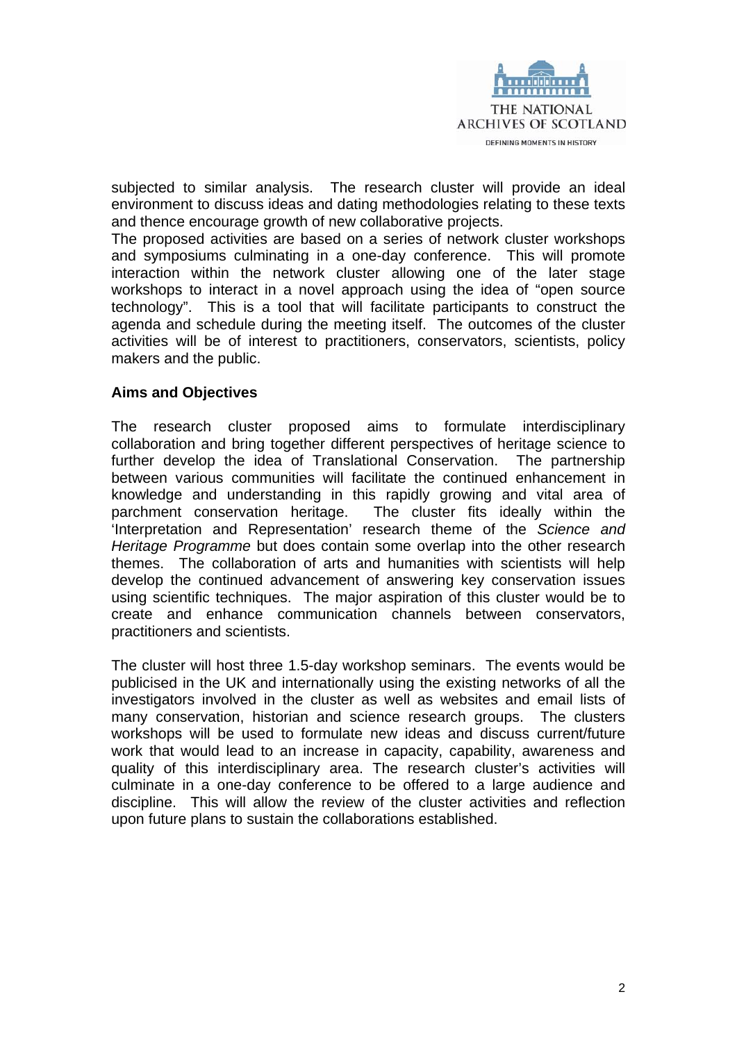subjected to similar analysis. The research cluster will provide an ideal environment to discuss ideas and dating methodologies relating to these texts and thence encourage growth of new collaborative projects.
The proposed activities are based on a series of network cluster workshops and symposiums culminating in a one-day conference. This will promote interaction within the network cluster allowing one of the later stage workshops to interact in a novel approach using the idea of "open source technology". This is a tool that will facilitate participants to construct the agenda and schedule during the meeting itself. The outcomes of the cluster activities will be of interest to practitioners, conservators, scientists, policy makers and the public.

**Aims and Objectives**

The research cluster proposed aims to formulate interdisciplinary collaboration and bring together different perspectives of heritage science to further develop the idea of Translational Conservation. The partnership between various communities will facilitate the continued enhancement in knowledge and understanding in this rapidly growing and vital area of parchment conservation heritage. The cluster fits ideally within the 'Interpretation and Representation' research theme of the *Science and Heritage Programme* but does contain some overlap into the other research themes. The collaboration of arts and humanities with scientists will help develop the continued advancement of answering key conservation issues using scientific techniques. The major aspiration of this cluster would be to create and enhance communication channels between conservators, practitioners and scientists.

The cluster will host three 1.5-day workshop seminars. The events would be publicised in the UK and internationally using the existing networks of all the investigators involved in the cluster as well as websites and email lists of many conservation, historian and science research groups. The clusters workshops will be used to formulate new ideas and discuss current/future work that would lead to an increase in capacity, capability, awareness and quality of this interdisciplinary area. The research cluster's activities will culminate in a one-day conference to be offered to a large audience and discipline. This will allow the review of the cluster activities and reflection upon future plans to sustain the collaborations established.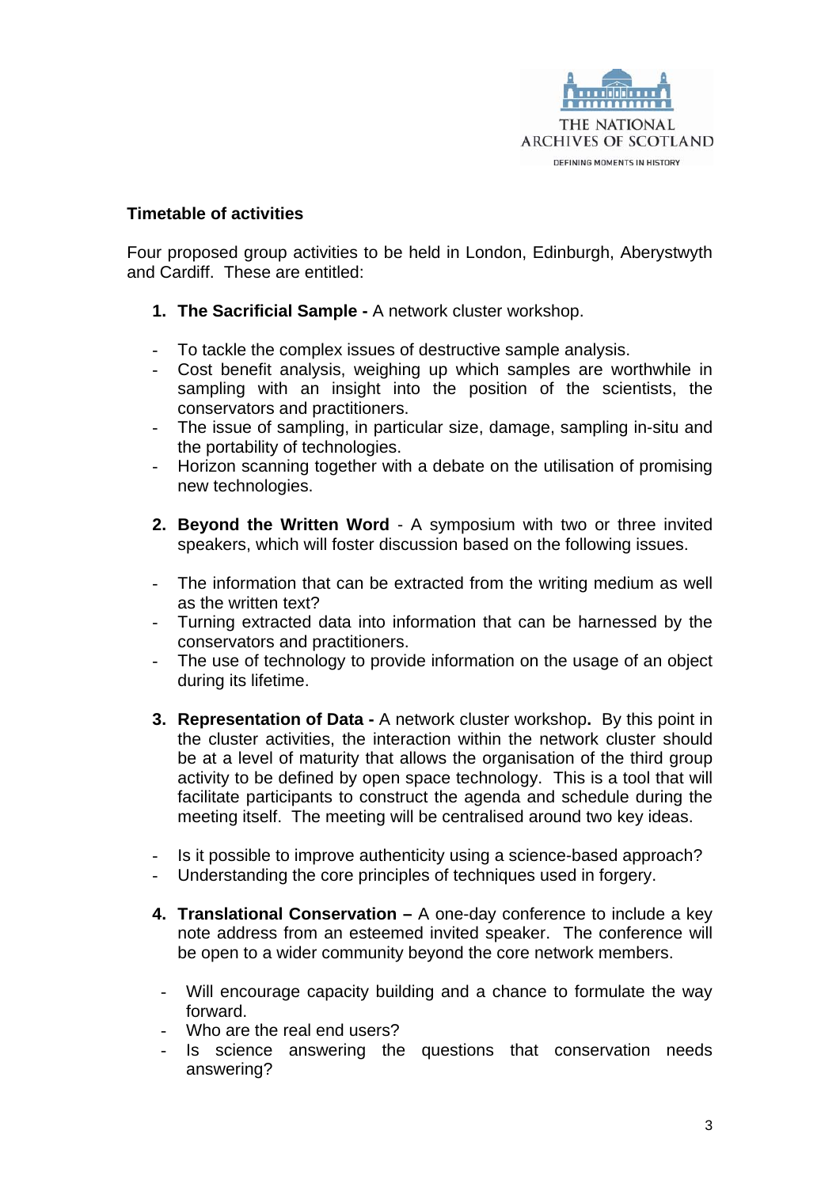### Timetable of activities

Four proposed group activities to be held in London, Edinburgh, Aberystwyth and Cardiff. These are entitled:

1. **The Sacrificial Sample -** A network cluster workshop.

- To tackle the complex issues of destructive sample analysis.
- Cost benefit analysis, weighing up which samples are worthwhile in sampling with an insight into the position of the scientists, the conservators and practitioners.
- The issue of sampling, in particular size, damage, sampling in-situ and the portability of technologies.
- Horizon scanning together with a debate on the utilisation of promising new technologies.

2. **Beyond the Written Word** - A symposium with two or three invited speakers, which will foster discussion based on the following issues.

- The information that can be extracted from the writing medium as well as the written text?
- Turning extracted data into information that can be harnessed by the conservators and practitioners.
- The use of technology to provide information on the usage of an object during its lifetime.

3. **Representation of Data -** A network cluster workshop**.** By this point in the cluster activities, the interaction within the network cluster should be at a level of maturity that allows the organisation of the third group activity to be defined by open space technology. This is a tool that will facilitate participants to construct the agenda and schedule during the meeting itself. The meeting will be centralised around two key ideas.

- Is it possible to improve authenticity using a science-based approach?
- Understanding the core principles of techniques used in forgery.

4. **Translational Conservation –** A one-day conference to include a key note address from an esteemed invited speaker. The conference will be open to a wider community beyond the core network members.

- Will encourage capacity building and a chance to formulate the way forward.
- Who are the real end users?
- Is science answering the questions that conservation needs answering?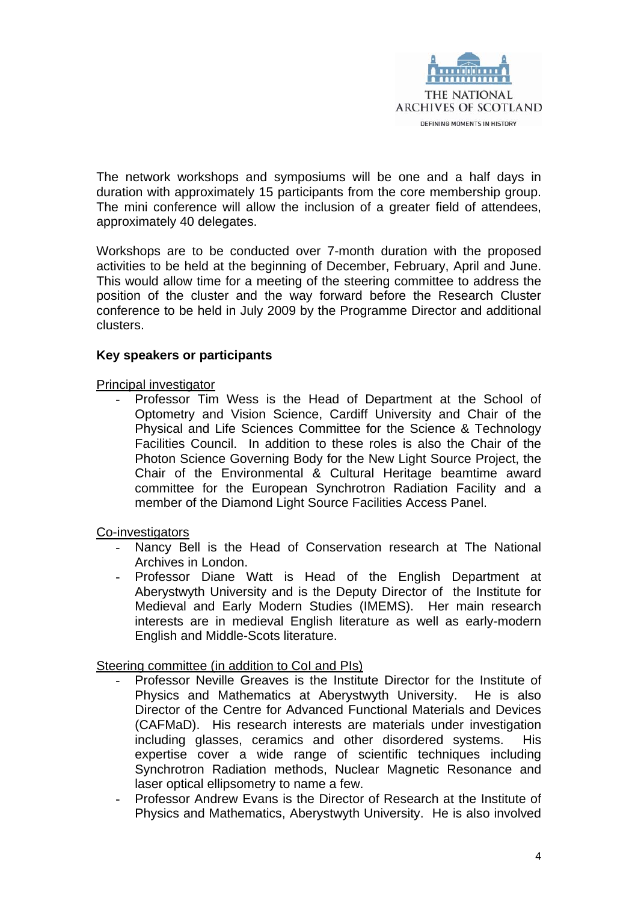The network workshops and symposiums will be one and a half days in duration with approximately 15 participants from the core membership group. The mini conference will allow the inclusion of a greater field of attendees, approximately 40 delegates.

Workshops are to be conducted over 7-month duration with the proposed activities to be held at the beginning of December, February, April and June. This would allow time for a meeting of the steering committee to address the position of the cluster and the way forward before the Research Cluster conference to be held in July 2009 by the Programme Director and additional clusters.

**Key speakers or participants**

Principal investigator

- Professor Tim Wess is the Head of Department at the School of Optometry and Vision Science, Cardiff University and Chair of the Physical and Life Sciences Committee for the Science & Technology Facilities Council. In addition to these roles is also the Chair of the Photon Science Governing Body for the New Light Source Project, the Chair of the Environmental & Cultural Heritage beamtime award committee for the European Synchrotron Radiation Facility and a member of the Diamond Light Source Facilities Access Panel.

Co-investigators

- Nancy Bell is the Head of Conservation research at The National Archives in London.
- Professor Diane Watt is Head of the English Department at Aberystwyth University and is the Deputy Director of the Institute for Medieval and Early Modern Studies (IMEMS). Her main research interests are in medieval English literature as well as early-modern English and Middle-Scots literature.

Steering committee (in addition to CoI and PIs)

- Professor Neville Greaves is the Institute Director for the Institute of Physics and Mathematics at Aberystwyth University. He is also Director of the Centre for Advanced Functional Materials and Devices (CAFMaD). His research interests are materials under investigation including glasses, ceramics and other disordered systems. His expertise cover a wide range of scientific techniques including Synchrotron Radiation methods, Nuclear Magnetic Resonance and laser optical ellipsometry to name a few.
- Professor Andrew Evans is the Director of Research at the Institute of Physics and Mathematics, Aberystwyth University. He is also involved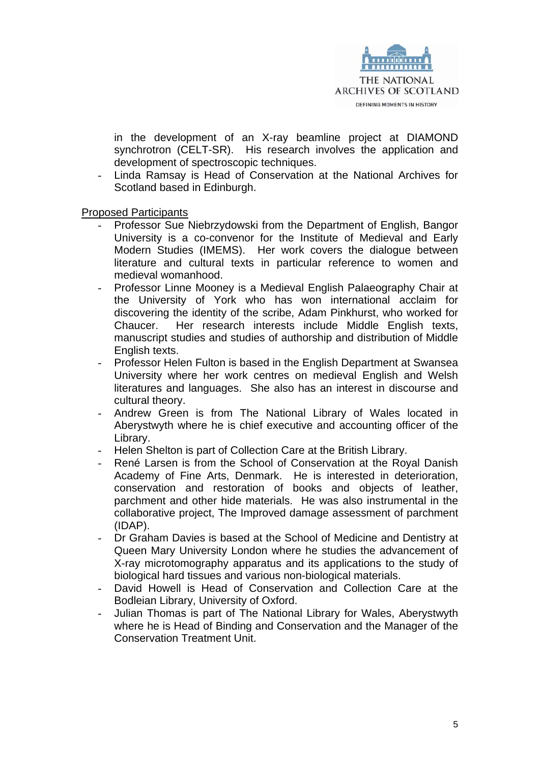in the development of an X-ray beamline project at DIAMOND synchrotron (CELT-SR). His research involves the application and development of spectroscopic techniques.

- Linda Ramsay is Head of Conservation at the National Archives for Scotland based in Edinburgh.

<u>Proposed Participants</u>

- Professor Sue Niebrzydowski from the Department of English, Bangor University is a co-convenor for the Institute of Medieval and Early Modern Studies (IMEMS). Her work covers the dialogue between literature and cultural texts in particular reference to women and medieval womanhood.
- Professor Linne Mooney is a Medieval English Palaeography Chair at the University of York who has won international acclaim for discovering the identity of the scribe, Adam Pinkhurst, who worked for Chaucer. Her research interests include Middle English texts, manuscript studies and studies of authorship and distribution of Middle English texts.
- Professor Helen Fulton is based in the English Department at Swansea University where her work centres on medieval English and Welsh literatures and languages. She also has an interest in discourse and cultural theory.
- Andrew Green is from The National Library of Wales located in Aberystwyth where he is chief executive and accounting officer of the Library.
- Helen Shelton is part of Collection Care at the British Library.
- René Larsen is from the School of Conservation at the Royal Danish Academy of Fine Arts, Denmark. He is interested in deterioration, conservation and restoration of books and objects of leather, parchment and other hide materials. He was also instrumental in the collaborative project, The Improved damage assessment of parchment (IDAP).
- Dr Graham Davies is based at the School of Medicine and Dentistry at Queen Mary University London where he studies the advancement of X-ray microtomography apparatus and its applications to the study of biological hard tissues and various non-biological materials.
- David Howell is Head of Conservation and Collection Care at the Bodleian Library, University of Oxford.
- Julian Thomas is part of The National Library for Wales, Aberystwyth where he is Head of Binding and Conservation and the Manager of the Conservation Treatment Unit.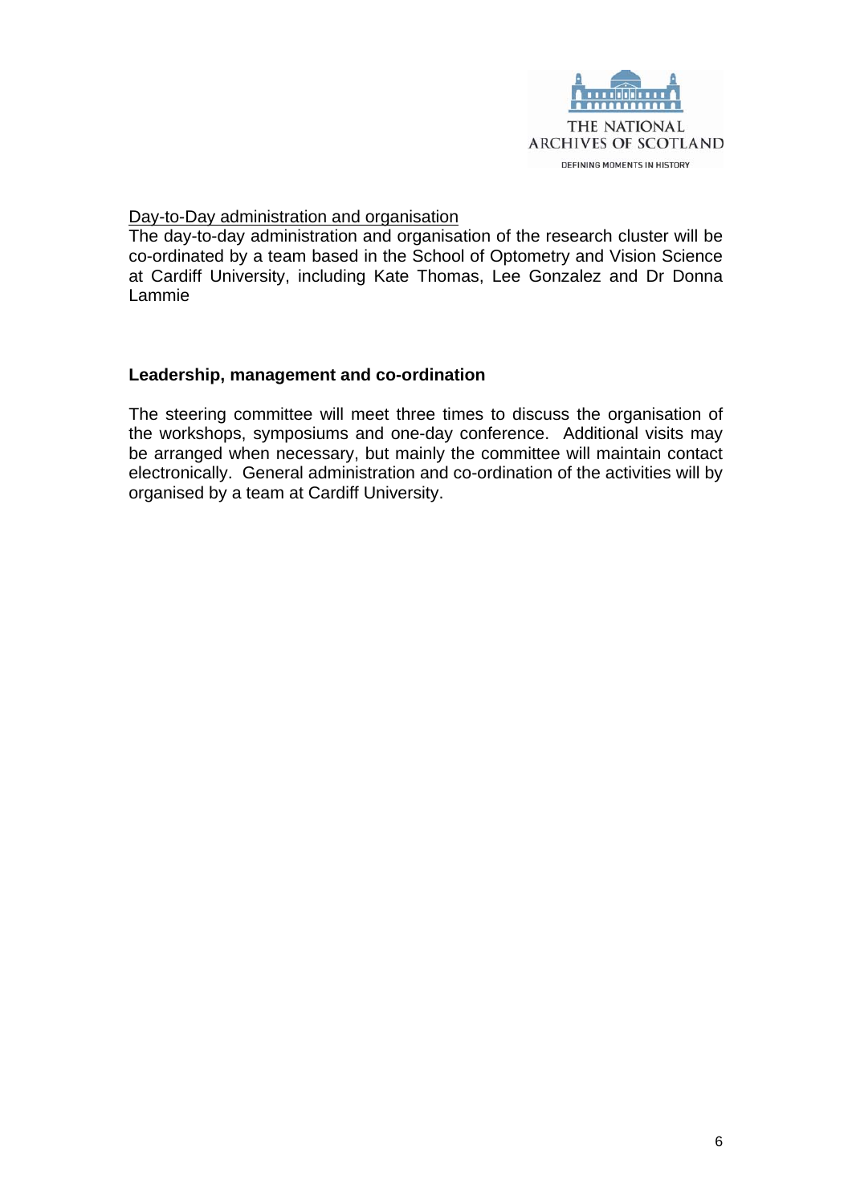Day-to-Day administration and organisation

The day-to-day administration and organisation of the research cluster will be co-ordinated by a team based in the School of Optometry and Vision Science at Cardiff University, including Kate Thomas, Lee Gonzalez and Dr Donna Lammie

**Leadership, management and co-ordination**

The steering committee will meet three times to discuss the organisation of the workshops, symposiums and one-day conference. Additional visits may be arranged when necessary, but mainly the committee will maintain contact electronically. General administration and co-ordination of the activities will by organised by a team at Cardiff University.